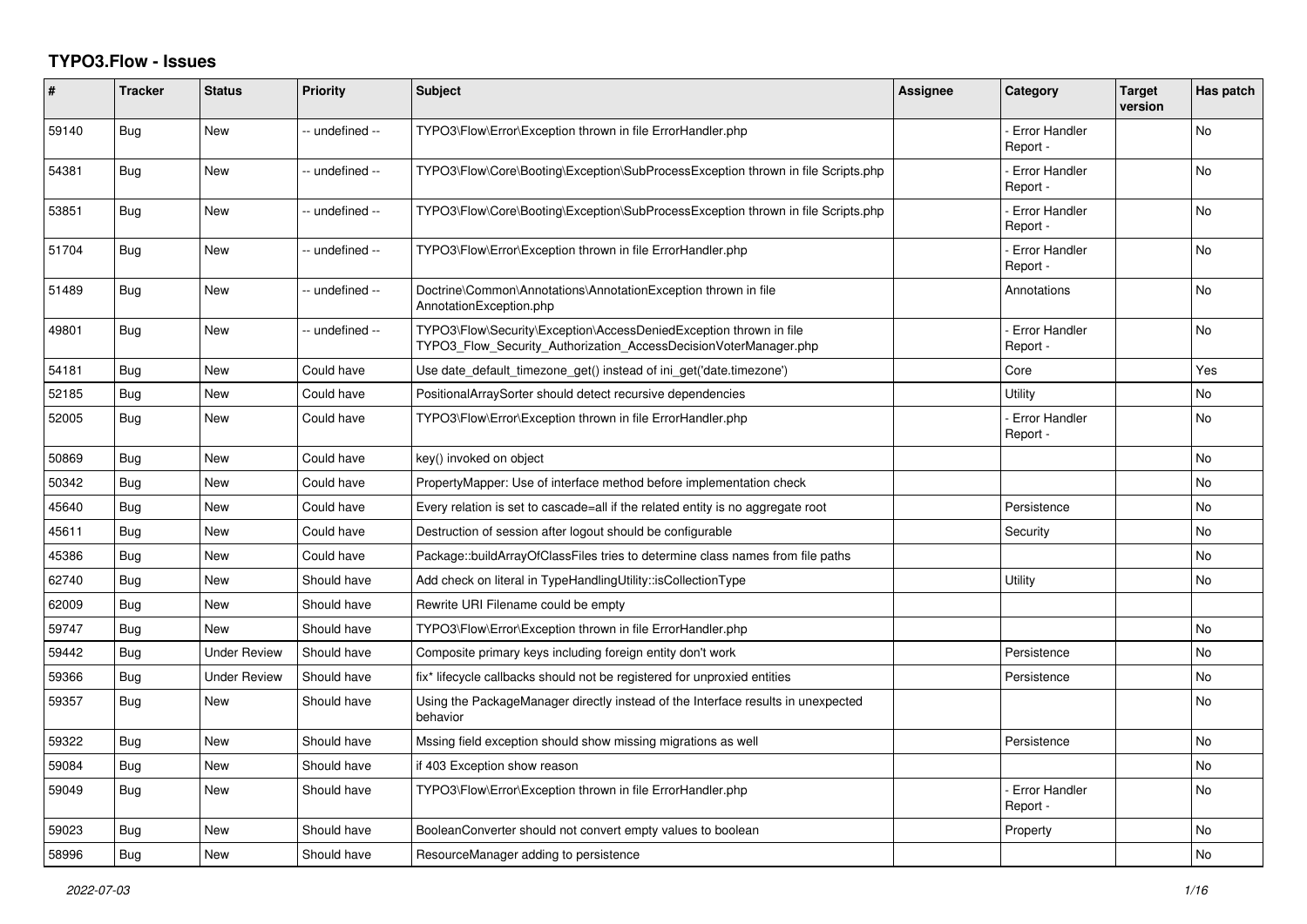# TYPO3.Flow - Issues

| # | Tracker | Status | Priority | Subject | Assignee | Category | Target version | Has patch |
|---|---|---|---|---|---|---|---|---|
| 59140 | Bug | New | -- undefined -- | TYPO3\Flow\Error\Exception thrown in file ErrorHandler.php | | - Error Handler Report - | | No |
| 54381 | Bug | New | -- undefined -- | TYPO3\Flow\Core\Booting\Exception\SubProcessException thrown in file Scripts.php | | - Error Handler Report - | | No |
| 53851 | Bug | New | -- undefined -- | TYPO3\Flow\Core\Booting\Exception\SubProcessException thrown in file Scripts.php | | - Error Handler Report - | | No |
| 51704 | Bug | New | -- undefined -- | TYPO3\Flow\Error\Exception thrown in file ErrorHandler.php | | - Error Handler Report - | | No |
| 51489 | Bug | New | -- undefined -- | Doctrine\Common\Annotations\AnnotationException thrown in file AnnotationException.php | | Annotations | | No |
| 49801 | Bug | New | -- undefined -- | TYPO3\Flow\Security\Exception\AccessDeniedException thrown in file TYPO3_Flow_Security_Authorization_AccessDecisionVoterManager.php | | - Error Handler Report - | | No |
| 54181 | Bug | New | Could have | Use date_default_timezone_get() instead of ini_get('date.timezone') | | Core | | Yes |
| 52185 | Bug | New | Could have | PositionalArraySorter should detect recursive dependencies | | Utility | | No |
| 52005 | Bug | New | Could have | TYPO3\Flow\Error\Exception thrown in file ErrorHandler.php | | - Error Handler Report - | | No |
| 50869 | Bug | New | Could have | key() invoked on object | | | | No |
| 50342 | Bug | New | Could have | PropertyMapper: Use of interface method before implementation check | | | | No |
| 45640 | Bug | New | Could have | Every relation is set to cascade=all if the related entity is no aggregate root | | Persistence | | No |
| 45611 | Bug | New | Could have | Destruction of session after logout should be configurable | | Security | | No |
| 45386 | Bug | New | Could have | Package::buildArrayOfClassFiles tries to determine class names from file paths | | | | No |
| 62740 | Bug | New | Should have | Add check on literal in TypeHandlingUtility::isCollectionType | | Utility | | No |
| 62009 | Bug | New | Should have | Rewrite URI Filename could be empty | | | | |
| 59747 | Bug | New | Should have | TYPO3\Flow\Error\Exception thrown in file ErrorHandler.php | | | | No |
| 59442 | Bug | Under Review | Should have | Composite primary keys including foreign entity don't work | | Persistence | | No |
| 59366 | Bug | Under Review | Should have | fix* lifecycle callbacks should not be registered for unproxied entities | | Persistence | | No |
| 59357 | Bug | New | Should have | Using the PackageManager directly instead of the Interface results in unexpected behavior | | | | No |
| 59322 | Bug | New | Should have | Mssing field exception should show missing migrations as well | | Persistence | | No |
| 59084 | Bug | New | Should have | if 403 Exception show reason | | | | No |
| 59049 | Bug | New | Should have | TYPO3\Flow\Error\Exception thrown in file ErrorHandler.php | | - Error Handler Report - | | No |
| 59023 | Bug | New | Should have | BooleanConverter should not convert empty values to boolean | | Property | | No |
| 58996 | Bug | New | Should have | ResourceManager adding to persistence | | | | No |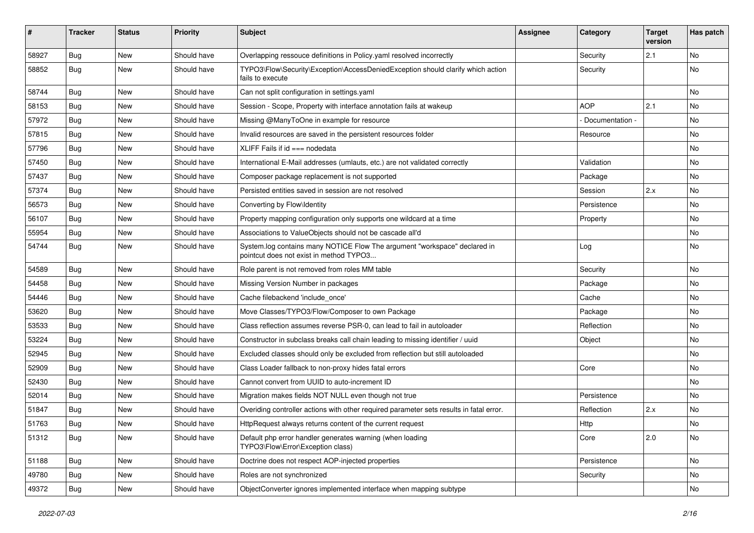| # | Tracker | Status | Priority | Subject | Assignee | Category | Target version | Has patch |
|---|---|---|---|---|---|---|---|---|
| 58927 | Bug | New | Should have | Overlapping ressouce definitions in Policy.yaml resolved incorrectly | | Security | 2.1 | No |
| 58852 | Bug | New | Should have | TYPO3\Flow\Security\Exception\AccessDeniedException should clarify which action fails to execute | | Security | | No |
| 58744 | Bug | New | Should have | Can not split configuration in settings.yaml | | | | No |
| 58153 | Bug | New | Should have | Session - Scope, Property with interface annotation fails at wakeup | | AOP | 2.1 | No |
| 57972 | Bug | New | Should have | Missing @ManyToOne in example for resource | | - Documentation - | | No |
| 57815 | Bug | New | Should have | Invalid resources are saved in the persistent resources folder | | Resource | | No |
| 57796 | Bug | New | Should have | XLIFF Fails if id === nodedata | | | | No |
| 57450 | Bug | New | Should have | International E-Mail addresses (umlauts, etc.) are not validated correctly | | Validation | | No |
| 57437 | Bug | New | Should have | Composer package replacement is not supported | | Package | | No |
| 57374 | Bug | New | Should have | Persisted entities saved in session are not resolved | | Session | 2.x | No |
| 56573 | Bug | New | Should have | Converting by Flow\Identity | | Persistence | | No |
| 56107 | Bug | New | Should have | Property mapping configuration only supports one wildcard at a time | | Property | | No |
| 55954 | Bug | New | Should have | Associations to ValueObjects should not be cascade all'd | | | | No |
| 54744 | Bug | New | Should have | System.log contains many NOTICE Flow The argument "workspace" declared in pointcut does not exist in method TYPO3... | | Log | | No |
| 54589 | Bug | New | Should have | Role parent is not removed from roles MM table | | Security | | No |
| 54458 | Bug | New | Should have | Missing Version Number in packages | | Package | | No |
| 54446 | Bug | New | Should have | Cache filebackend 'include_once' | | Cache | | No |
| 53620 | Bug | New | Should have | Move Classes/TYPO3/Flow/Composer to own Package | | Package | | No |
| 53533 | Bug | New | Should have | Class reflection assumes reverse PSR-0, can lead to fail in autoloader | | Reflection | | No |
| 53224 | Bug | New | Should have | Constructor in subclass breaks call chain leading to missing identifier / uuid | | Object | | No |
| 52945 | Bug | New | Should have | Excluded classes should only be excluded from reflection but still autoloaded | | | | No |
| 52909 | Bug | New | Should have | Class Loader fallback to non-proxy hides fatal errors | | Core | | No |
| 52430 | Bug | New | Should have | Cannot convert from UUID to auto-increment ID | | | | No |
| 52014 | Bug | New | Should have | Migration makes fields NOT NULL even though not true | | Persistence | | No |
| 51847 | Bug | New | Should have | Overiding controller actions with other required parameter sets results in fatal error. | | Reflection | 2.x | No |
| 51763 | Bug | New | Should have | HttpRequest always returns content of the current request | | Http | | No |
| 51312 | Bug | New | Should have | Default php error handler generates warning (when loading TYPO3\Flow\Error\Exception class) | | Core | 2.0 | No |
| 51188 | Bug | New | Should have | Doctrine does not respect AOP-injected properties | | Persistence | | No |
| 49780 | Bug | New | Should have | Roles are not synchronized | | Security | | No |
| 49372 | Bug | New | Should have | ObjectConverter ignores implemented interface when mapping subtype | | | | No |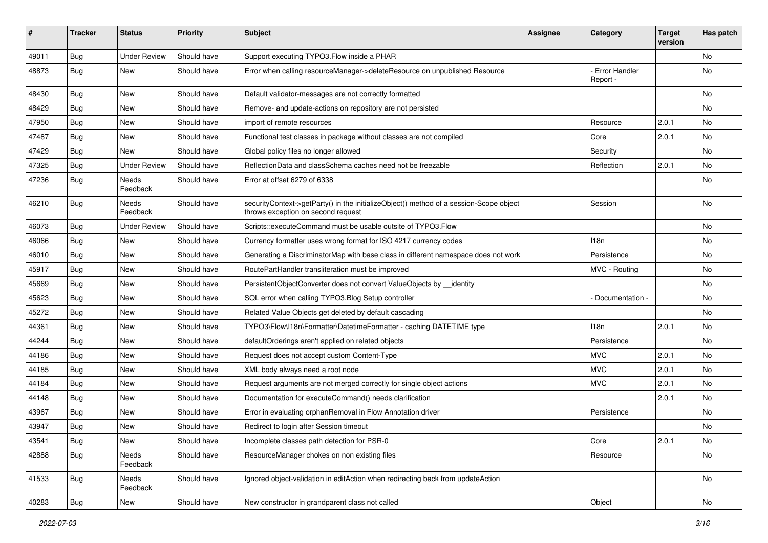| # | Tracker | Status | Priority | Subject | Assignee | Category | Target version | Has patch |
|---|---|---|---|---|---|---|---|---|
| 49011 | Bug | Under Review | Should have | Support executing TYPO3.Flow inside a PHAR | | | | No |
| 48873 | Bug | New | Should have | Error when calling resourceManager->deleteResource on unpublished Resource | | - Error Handler Report - | | No |
| 48430 | Bug | New | Should have | Default validator-messages are not correctly formatted | | | | No |
| 48429 | Bug | New | Should have | Remove- and update-actions on repository are not persisted | | | | No |
| 47950 | Bug | New | Should have | import of remote resources | | Resource | 2.0.1 | No |
| 47487 | Bug | New | Should have | Functional test classes in package without classes are not compiled | | Core | 2.0.1 | No |
| 47429 | Bug | New | Should have | Global policy files no longer allowed | | Security | | No |
| 47325 | Bug | Under Review | Should have | ReflectionData and classSchema caches need not be freezable | | Reflection | 2.0.1 | No |
| 47236 | Bug | Needs Feedback | Should have | Error at offset 6279 of 6338 | | | | No |
| 46210 | Bug | Needs Feedback | Should have | securityContext->getParty() in the initializeObject() method of a session-Scope object throws exception on second request | | Session | | No |
| 46073 | Bug | Under Review | Should have | Scripts::executeCommand must be usable outsite of TYPO3.Flow | | | | No |
| 46066 | Bug | New | Should have | Currency formatter uses wrong format for ISO 4217 currency codes | | I18n | | No |
| 46010 | Bug | New | Should have | Generating a DiscriminatorMap with base class in different namespace does not work | | Persistence | | No |
| 45917 | Bug | New | Should have | RoutePartHandler transliteration must be improved | | MVC - Routing | | No |
| 45669 | Bug | New | Should have | PersistentObjectConverter does not convert ValueObjects by __identity | | | | No |
| 45623 | Bug | New | Should have | SQL error when calling TYPO3.Blog Setup controller | | - Documentation - | | No |
| 45272 | Bug | New | Should have | Related Value Objects get deleted by default cascading | | | | No |
| 44361 | Bug | New | Should have | TYPO3\Flow\I18n\Formatter\DatetimeFormatter - caching DATETIME type | | I18n | 2.0.1 | No |
| 44244 | Bug | New | Should have | defaultOrderings aren't applied on related objects | | Persistence | | No |
| 44186 | Bug | New | Should have | Request does not accept custom Content-Type | | MVC | 2.0.1 | No |
| 44185 | Bug | New | Should have | XML body always need a root node | | MVC | 2.0.1 | No |
| 44184 | Bug | New | Should have | Request arguments are not merged correctly for single object actions | | MVC | 2.0.1 | No |
| 44148 | Bug | New | Should have | Documentation for executeCommand() needs clarification | | | 2.0.1 | No |
| 43967 | Bug | New | Should have | Error in evaluating orphanRemoval in Flow Annotation driver | | Persistence | | No |
| 43947 | Bug | New | Should have | Redirect to login after Session timeout | | | | No |
| 43541 | Bug | New | Should have | Incomplete classes path detection for PSR-0 | | Core | 2.0.1 | No |
| 42888 | Bug | Needs Feedback | Should have | ResourceManager chokes on non existing files | | Resource | | No |
| 41533 | Bug | Needs Feedback | Should have | Ignored object-validation in editAction when redirecting back from updateAction | | | | No |
| 40283 | Bug | New | Should have | New constructor in grandparent class not called | | Object | | No |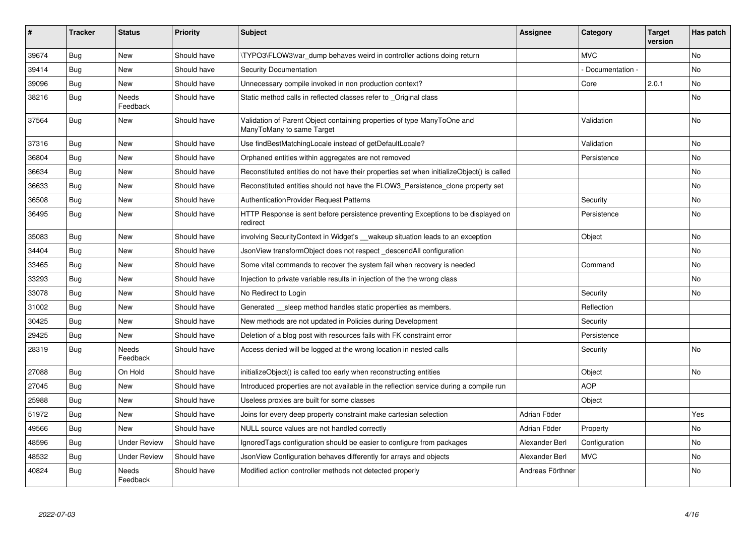| # | Tracker | Status | Priority | Subject | Assignee | Category | Target version | Has patch |
|---|---|---|---|---|---|---|---|---|
| 39674 | Bug | New | Should have | \TYPO3\FLOW3\var_dump behaves weird in controller actions doing return | | MVC | | No |
| 39414 | Bug | New | Should have | Security Documentation | | - Documentation - | | No |
| 39096 | Bug | New | Should have | Unnecessary compile invoked in non production context? | | Core | 2.0.1 | No |
| 38216 | Bug | Needs Feedback | Should have | Static method calls in reflected classes refer to _Original class | | | | No |
| 37564 | Bug | New | Should have | Validation of Parent Object containing properties of type ManyToOne and ManyToMany to same Target | | Validation | | No |
| 37316 | Bug | New | Should have | Use findBestMatchingLocale instead of getDefaultLocale? | | Validation | | No |
| 36804 | Bug | New | Should have | Orphaned entities within aggregates are not removed | | Persistence | | No |
| 36634 | Bug | New | Should have | Reconstituted entities do not have their properties set when initializeObject() is called | | | | No |
| 36633 | Bug | New | Should have | Reconstituted entities should not have the FLOW3_Persistence_clone property set | | | | No |
| 36508 | Bug | New | Should have | AuthenticationProvider Request Patterns | | Security | | No |
| 36495 | Bug | New | Should have | HTTP Response is sent before persistence preventing Exceptions to be displayed on redirect | | Persistence | | No |
| 35083 | Bug | New | Should have | involving SecurityContext in Widget's __wakeup situation leads to an exception | | Object | | No |
| 34404 | Bug | New | Should have | JsonView transformObject does not respect _descendAll configuration | | | | No |
| 33465 | Bug | New | Should have | Some vital commands to recover the system fail when recovery is needed | | Command | | No |
| 33293 | Bug | New | Should have | Injection to private variable results in injection of the the wrong class | | | | No |
| 33078 | Bug | New | Should have | No Redirect to Login | | Security | | No |
| 31002 | Bug | New | Should have | Generated __sleep method handles static properties as members. | | Reflection | | |
| 30425 | Bug | New | Should have | New methods are not updated in Policies during Development | | Security | | |
| 29425 | Bug | New | Should have | Deletion of a blog post with resources fails with FK constraint error | | Persistence | | |
| 28319 | Bug | Needs Feedback | Should have | Access denied will be logged at the wrong location in nested calls | | Security | | No |
| 27088 | Bug | On Hold | Should have | initializeObject() is called too early when reconstructing entities | | Object | | No |
| 27045 | Bug | New | Should have | Introduced properties are not available in the reflection service during a compile run | | AOP | | |
| 25988 | Bug | New | Should have | Useless proxies are built for some classes | | Object | | |
| 51972 | Bug | New | Should have | Joins for every deep property constraint make cartesian selection | Adrian Föder | | | Yes |
| 49566 | Bug | New | Should have | NULL source values are not handled correctly | Adrian Föder | Property | | No |
| 48596 | Bug | Under Review | Should have | IgnoredTags configuration should be easier to configure from packages | Alexander Berl | Configuration | | No |
| 48532 | Bug | Under Review | Should have | JsonView Configuration behaves differently for arrays and objects | Alexander Berl | MVC | | No |
| 40824 | Bug | Needs Feedback | Should have | Modified action controller methods not detected properly | Andreas Förthner | | | No |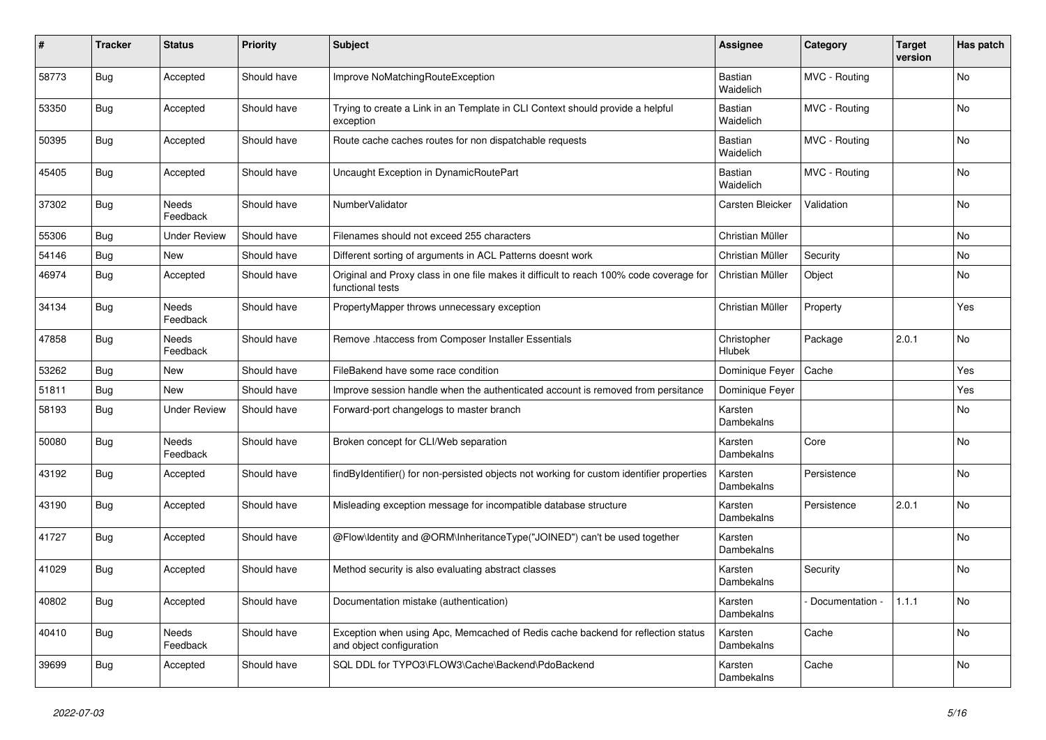| # | Tracker | Status | Priority | Subject | Assignee | Category | Target version | Has patch |
|---|---|---|---|---|---|---|---|---|
| 58773 | Bug | Accepted | Should have | Improve NoMatchingRouteException | Bastian Waidelich | MVC - Routing | | No |
| 53350 | Bug | Accepted | Should have | Trying to create a Link in an Template in CLI Context should provide a helpful exception | Bastian Waidelich | MVC - Routing | | No |
| 50395 | Bug | Accepted | Should have | Route cache caches routes for non dispatchable requests | Bastian Waidelich | MVC - Routing | | No |
| 45405 | Bug | Accepted | Should have | Uncaught Exception in DynamicRoutePart | Bastian Waidelich | MVC - Routing | | No |
| 37302 | Bug | Needs Feedback | Should have | NumberValidator | Carsten Bleicker | Validation | | No |
| 55306 | Bug | Under Review | Should have | Filenames should not exceed 255 characters | Christian Müller | | | No |
| 54146 | Bug | New | Should have | Different sorting of arguments in ACL Patterns doesnt work | Christian Müller | Security | | No |
| 46974 | Bug | Accepted | Should have | Original and Proxy class in one file makes it difficult to reach 100% code coverage for functional tests | Christian Müller | Object | | No |
| 34134 | Bug | Needs Feedback | Should have | PropertyMapper throws unnecessary exception | Christian Müller | Property | | Yes |
| 47858 | Bug | Needs Feedback | Should have | Remove .htaccess from Composer Installer Essentials | Christopher Hlubek | Package | 2.0.1 | No |
| 53262 | Bug | New | Should have | FileBakend have some race condition | Dominique Feyer | Cache | | Yes |
| 51811 | Bug | New | Should have | Improve session handle when the authenticated account is removed from persitance | Dominique Feyer | | | Yes |
| 58193 | Bug | Under Review | Should have | Forward-port changelogs to master branch | Karsten Dambekalns | | | No |
| 50080 | Bug | Needs Feedback | Should have | Broken concept for CLI/Web separation | Karsten Dambekalns | Core | | No |
| 43192 | Bug | Accepted | Should have | findByIdentifier() for non-persisted objects not working for custom identifier properties | Karsten Dambekalns | Persistence | | No |
| 43190 | Bug | Accepted | Should have | Misleading exception message for incompatible database structure | Karsten Dambekalns | Persistence | 2.0.1 | No |
| 41727 | Bug | Accepted | Should have | @Flow\Identity and @ORM\InheritanceType("JOINED") can't be used together | Karsten Dambekalns | | | No |
| 41029 | Bug | Accepted | Should have | Method security is also evaluating abstract classes | Karsten Dambekalns | Security | | No |
| 40802 | Bug | Accepted | Should have | Documentation mistake (authentication) | Karsten Dambekalns | - Documentation - | 1.1.1 | No |
| 40410 | Bug | Needs Feedback | Should have | Exception when using Apc, Memcached of Redis cache backend for reflection status and object configuration | Karsten Dambekalns | Cache | | No |
| 39699 | Bug | Accepted | Should have | SQL DDL for TYPO3\FLOW3\Cache\Backend\PdoBackend | Karsten Dambekalns | Cache | | No |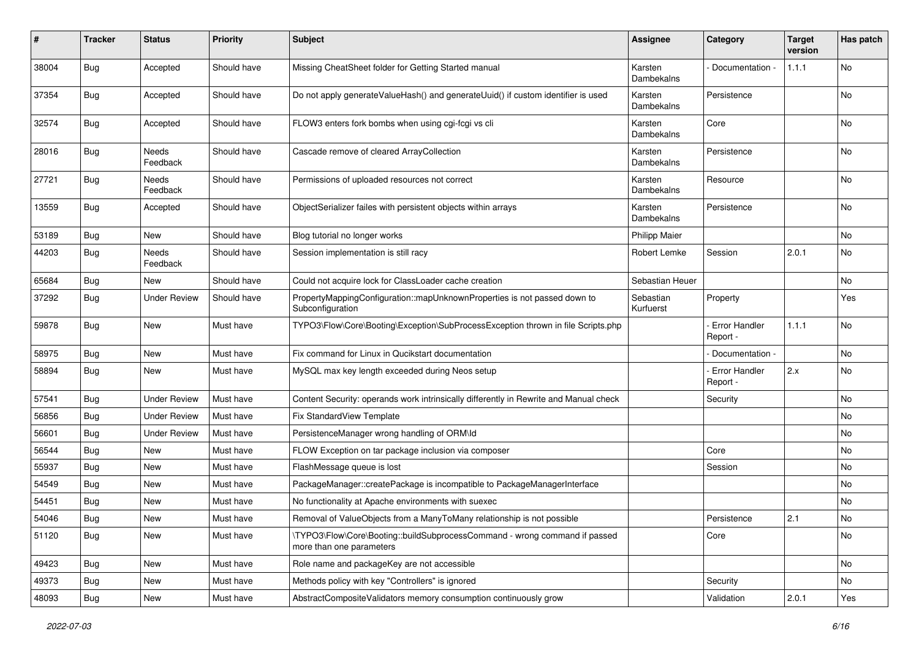| # | Tracker | Status | Priority | Subject | Assignee | Category | Target version | Has patch |
|---|---|---|---|---|---|---|---|---|
| 38004 | Bug | Accepted | Should have | Missing CheatSheet folder for Getting Started manual | Karsten Dambekalns | - Documentation - | 1.1.1 | No |
| 37354 | Bug | Accepted | Should have | Do not apply generateValueHash() and generateUuid() if custom identifier is used | Karsten Dambekalns | Persistence | | No |
| 32574 | Bug | Accepted | Should have | FLOW3 enters fork bombs when using cgi-fcgi vs cli | Karsten Dambekalns | Core | | No |
| 28016 | Bug | Needs Feedback | Should have | Cascade remove of cleared ArrayCollection | Karsten Dambekalns | Persistence | | No |
| 27721 | Bug | Needs Feedback | Should have | Permissions of uploaded resources not correct | Karsten Dambekalns | Resource | | No |
| 13559 | Bug | Accepted | Should have | ObjectSerializer failes with persistent objects within arrays | Karsten Dambekalns | Persistence | | No |
| 53189 | Bug | New | Should have | Blog tutorial no longer works | Philipp Maier | | | No |
| 44203 | Bug | Needs Feedback | Should have | Session implementation is still racy | Robert Lemke | Session | 2.0.1 | No |
| 65684 | Bug | New | Should have | Could not acquire lock for ClassLoader cache creation | Sebastian Heuer | | | No |
| 37292 | Bug | Under Review | Should have | PropertyMappingConfiguration::mapUnknownProperties is not passed down to Subconfiguration | Sebastian Kurfuerst | Property | | Yes |
| 59878 | Bug | New | Must have | TYPO3\Flow\Core\Booting\Exception\SubProcessException thrown in file Scripts.php | | - Error Handler Report - | 1.1.1 | No |
| 58975 | Bug | New | Must have | Fix command for Linux in Qucikstart documentation | | - Documentation - | | No |
| 58894 | Bug | New | Must have | MySQL max key length exceeded during Neos setup | | - Error Handler Report - | 2.x | No |
| 57541 | Bug | Under Review | Must have | Content Security: operands work intrinsically differently in Rewrite and Manual check | | Security | | No |
| 56856 | Bug | Under Review | Must have | Fix StandardView Template | | | | No |
| 56601 | Bug | Under Review | Must have | PersistenceManager wrong handling of ORM\Id | | | | No |
| 56544 | Bug | New | Must have | FLOW Exception on tar package inclusion via composer | | Core | | No |
| 55937 | Bug | New | Must have | FlashMessage queue is lost | | Session | | No |
| 54549 | Bug | New | Must have | PackageManager::createPackage is incompatible to PackageManagerInterface | | | | No |
| 54451 | Bug | New | Must have | No functionality at Apache environments with suexec | | | | No |
| 54046 | Bug | New | Must have | Removal of ValueObjects from a ManyToMany relationship is not possible | | Persistence | 2.1 | No |
| 51120 | Bug | New | Must have | \TYPO3\Flow\Core\Booting::buildSubprocessCommand - wrong command if passed more than one parameters | | Core | | No |
| 49423 | Bug | New | Must have | Role name and packageKey are not accessible | | | | No |
| 49373 | Bug | New | Must have | Methods policy with key "Controllers" is ignored | | Security | | No |
| 48093 | Bug | New | Must have | AbstractCompositeValidators memory consumption continuously grow | | Validation | 2.0.1 | Yes |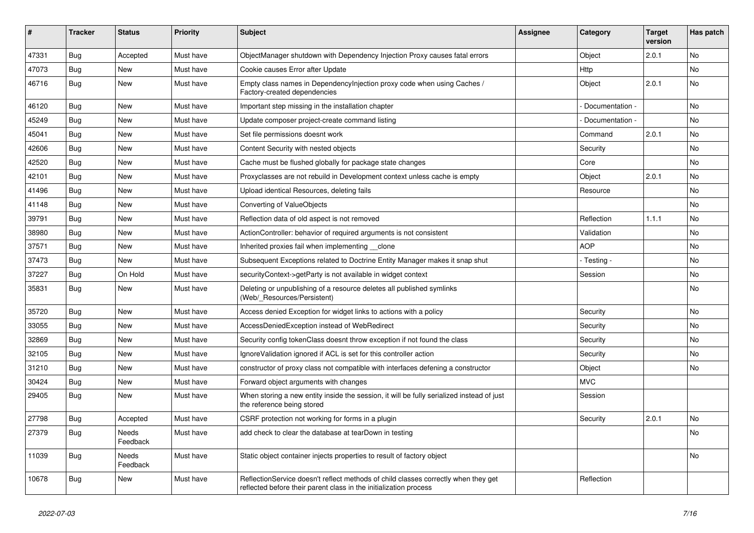| # | Tracker | Status | Priority | Subject | Assignee | Category | Target version | Has patch |
|---|---|---|---|---|---|---|---|---|
| 47331 | Bug | Accepted | Must have | ObjectManager shutdown with Dependency Injection Proxy causes fatal errors | | Object | 2.0.1 | No |
| 47073 | Bug | New | Must have | Cookie causes Error after Update | | Http | | No |
| 46716 | Bug | New | Must have | Empty class names in DependencyInjection proxy code when using Caches / Factory-created dependencies | | Object | 2.0.1 | No |
| 46120 | Bug | New | Must have | Important step missing in the installation chapter | | - Documentation - | | No |
| 45249 | Bug | New | Must have | Update composer project-create command listing | | - Documentation - | | No |
| 45041 | Bug | New | Must have | Set file permissions doesnt work | | Command | 2.0.1 | No |
| 42606 | Bug | New | Must have | Content Security with nested objects | | Security | | No |
| 42520 | Bug | New | Must have | Cache must be flushed globally for package state changes | | Core | | No |
| 42101 | Bug | New | Must have | Proxyclasses are not rebuild in Development context unless cache is empty | | Object | 2.0.1 | No |
| 41496 | Bug | New | Must have | Upload identical Resources, deleting fails | | Resource | | No |
| 41148 | Bug | New | Must have | Converting of ValueObjects | | | | No |
| 39791 | Bug | New | Must have | Reflection data of old aspect is not removed | | Reflection | 1.1.1 | No |
| 38980 | Bug | New | Must have | ActionController: behavior of required arguments is not consistent | | Validation | | No |
| 37571 | Bug | New | Must have | Inherited proxies fail when implementing __clone | | AOP | | No |
| 37473 | Bug | New | Must have | Subsequent Exceptions related to Doctrine Entity Manager makes it snap shut | | - Testing - | | No |
| 37227 | Bug | On Hold | Must have | securityContext->getParty is not available in widget context | | Session | | No |
| 35831 | Bug | New | Must have | Deleting or unpublishing of a resource deletes all published symlinks (Web/_Resources/Persistent) | | | | No |
| 35720 | Bug | New | Must have | Access denied Exception for widget links to actions with a policy | | Security | | No |
| 33055 | Bug | New | Must have | AccessDeniedException instead of WebRedirect | | Security | | No |
| 32869 | Bug | New | Must have | Security config tokenClass doesnt throw exception if not found the class | | Security | | No |
| 32105 | Bug | New | Must have | IgnoreValidation ignored if ACL is set for this controller action | | Security | | No |
| 31210 | Bug | New | Must have | constructor of proxy class not compatible with interfaces defening a constructor | | Object | | No |
| 30424 | Bug | New | Must have | Forward object arguments with changes | | MVC | | |
| 29405 | Bug | New | Must have | When storing a new entity inside the session, it will be fully serialized instead of just the reference being stored | | Session | | |
| 27798 | Bug | Accepted | Must have | CSRF protection not working for forms in a plugin | | Security | 2.0.1 | No |
| 27379 | Bug | Needs Feedback | Must have | add check to clear the database at tearDown in testing | | | | No |
| 11039 | Bug | Needs Feedback | Must have | Static object container injects properties to result of factory object | | | | No |
| 10678 | Bug | New | Must have | ReflectionService doesn't reflect methods of child classes correctly when they get reflected before their parent class in the initialization process | | Reflection | | |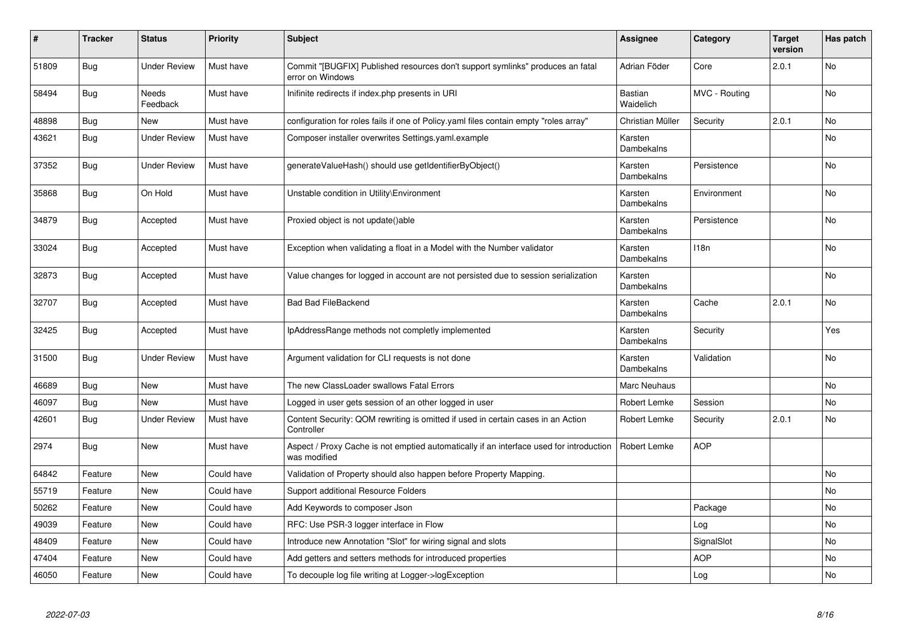| # | Tracker | Status | Priority | Subject | Assignee | Category | Target version | Has patch |
|---|---|---|---|---|---|---|---|---|
| 51809 | Bug | Under Review | Must have | Commit "[BUGFIX] Published resources don't support symlinks" produces an fatal error on Windows | Adrian Föder | Core | 2.0.1 | No |
| 58494 | Bug | Needs Feedback | Must have | Inifinite redirects if index.php presents in URI | Bastian Waidelich | MVC - Routing | | No |
| 48898 | Bug | New | Must have | configuration for roles fails if one of Policy.yaml files contain empty "roles array" | Christian Müller | Security | 2.0.1 | No |
| 43621 | Bug | Under Review | Must have | Composer installer overwrites Settings.yaml.example | Karsten Dambekalns | | | No |
| 37352 | Bug | Under Review | Must have | generateValueHash() should use getIdentifierByObject() | Karsten Dambekalns | Persistence | | No |
| 35868 | Bug | On Hold | Must have | Unstable condition in Utility\Environment | Karsten Dambekalns | Environment | | No |
| 34879 | Bug | Accepted | Must have | Proxied object is not update()able | Karsten Dambekalns | Persistence | | No |
| 33024 | Bug | Accepted | Must have | Exception when validating a float in a Model with the Number validator | Karsten Dambekalns | I18n | | No |
| 32873 | Bug | Accepted | Must have | Value changes for logged in account are not persisted due to session serialization | Karsten Dambekalns | | | No |
| 32707 | Bug | Accepted | Must have | Bad Bad FileBackend | Karsten Dambekalns | Cache | 2.0.1 | No |
| 32425 | Bug | Accepted | Must have | IpAddressRange methods not completly implemented | Karsten Dambekalns | Security | | Yes |
| 31500 | Bug | Under Review | Must have | Argument validation for CLI requests is not done | Karsten Dambekalns | Validation | | No |
| 46689 | Bug | New | Must have | The new ClassLoader swallows Fatal Errors | Marc Neuhaus | | | No |
| 46097 | Bug | New | Must have | Logged in user gets session of an other logged in user | Robert Lemke | Session | | No |
| 42601 | Bug | Under Review | Must have | Content Security: QOM rewriting is omitted if used in certain cases in an Action Controller | Robert Lemke | Security | 2.0.1 | No |
| 2974 | Bug | New | Must have | Aspect / Proxy Cache is not emptied automatically if an interface used for introduction was modified | Robert Lemke | AOP | | |
| 64842 | Feature | New | Could have | Validation of Property should also happen before Property Mapping. | | | | No |
| 55719 | Feature | New | Could have | Support additional Resource Folders | | | | No |
| 50262 | Feature | New | Could have | Add Keywords to composer Json | | Package | | No |
| 49039 | Feature | New | Could have | RFC: Use PSR-3 logger interface in Flow | | Log | | No |
| 48409 | Feature | New | Could have | Introduce new Annotation "Slot" for wiring signal and slots | | SignalSlot | | No |
| 47404 | Feature | New | Could have | Add getters and setters methods for introduced properties | | AOP | | No |
| 46050 | Feature | New | Could have | To decouple log file writing at Logger->logException | | Log | | No |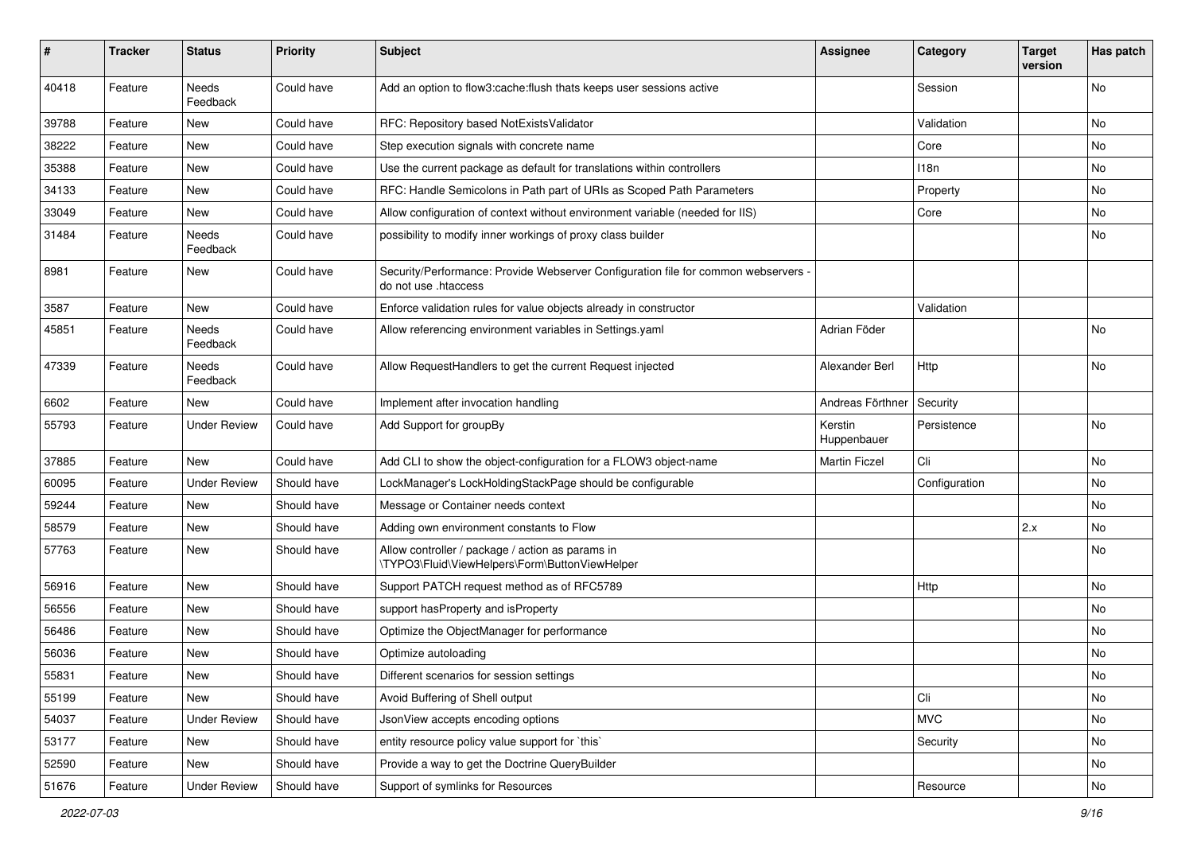| # | Tracker | Status | Priority | Subject | Assignee | Category | Target version | Has patch |
|---|---|---|---|---|---|---|---|---|
| 40418 | Feature | Needs Feedback | Could have | Add an option to flow3:cache:flush thats keeps user sessions active | | Session | | No |
| 39788 | Feature | New | Could have | RFC: Repository based NotExistsValidator | | Validation | | No |
| 38222 | Feature | New | Could have | Step execution signals with concrete name | | Core | | No |
| 35388 | Feature | New | Could have | Use the current package as default for translations within controllers | | I18n | | No |
| 34133 | Feature | New | Could have | RFC: Handle Semicolons in Path part of URIs as Scoped Path Parameters | | Property | | No |
| 33049 | Feature | New | Could have | Allow configuration of context without environment variable (needed for IIS) | | Core | | No |
| 31484 | Feature | Needs Feedback | Could have | possibility to modify inner workings of proxy class builder | | | | No |
| 8981 | Feature | New | Could have | Security/Performance: Provide Webserver Configuration file for common webservers - do not use .htaccess | | | | |
| 3587 | Feature | New | Could have | Enforce validation rules for value objects already in constructor | | Validation | | |
| 45851 | Feature | Needs Feedback | Could have | Allow referencing environment variables in Settings.yaml | Adrian Föder | | | No |
| 47339 | Feature | Needs Feedback | Could have | Allow RequestHandlers to get the current Request injected | Alexander Berl | Http | | No |
| 6602 | Feature | New | Could have | Implement after invocation handling | Andreas Förthner | Security | | |
| 55793 | Feature | Under Review | Could have | Add Support for groupBy | Kerstin Huppenbauer | Persistence | | No |
| 37885 | Feature | New | Could have | Add CLI to show the object-configuration for a FLOW3 object-name | Martin Ficzel | Cli | | No |
| 60095 | Feature | Under Review | Should have | LockManager's LockHoldingStackPage should be configurable | | Configuration | | No |
| 59244 | Feature | New | Should have | Message or Container needs context | | | | No |
| 58579 | Feature | New | Should have | Adding own environment constants to Flow | | | 2.x | No |
| 57763 | Feature | New | Should have | Allow controller / package / action as params in \TYPO3\Fluid\ViewHelpers\Form\ButtonViewHelper | | | | No |
| 56916 | Feature | New | Should have | Support PATCH request method as of RFC5789 | | Http | | No |
| 56556 | Feature | New | Should have | support hasProperty and isProperty | | | | No |
| 56486 | Feature | New | Should have | Optimize the ObjectManager for performance | | | | No |
| 56036 | Feature | New | Should have | Optimize autoloading | | | | No |
| 55831 | Feature | New | Should have | Different scenarios for session settings | | | | No |
| 55199 | Feature | New | Should have | Avoid Buffering of Shell output | | Cli | | No |
| 54037 | Feature | Under Review | Should have | JsonView accepts encoding options | | MVC | | No |
| 53177 | Feature | New | Should have | entity resource policy value support for `this` | | Security | | No |
| 52590 | Feature | New | Should have | Provide a way to get the Doctrine QueryBuilder | | | | No |
| 51676 | Feature | Under Review | Should have | Support of symlinks for Resources | | Resource | | No |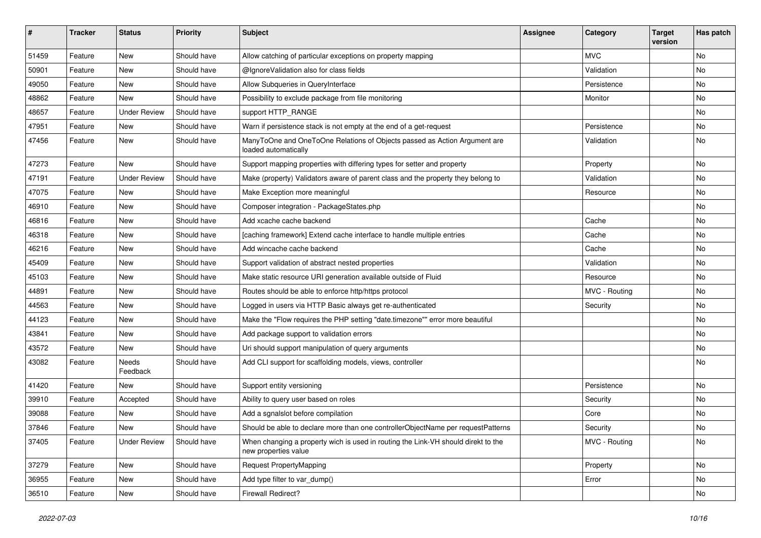| # | Tracker | Status | Priority | Subject | Assignee | Category | Target version | Has patch |
|---|---|---|---|---|---|---|---|---|
| 51459 | Feature | New | Should have | Allow catching of particular exceptions on property mapping | | MVC | | No |
| 50901 | Feature | New | Should have | @IgnoreValidation also for class fields | | Validation | | No |
| 49050 | Feature | New | Should have | Allow Subqueries in QueryInterface | | Persistence | | No |
| 48862 | Feature | New | Should have | Possibility to exclude package from file monitoring | | Monitor | | No |
| 48657 | Feature | Under Review | Should have | support HTTP_RANGE | | | | No |
| 47951 | Feature | New | Should have | Warn if persistence stack is not empty at the end of a get-request | | Persistence | | No |
| 47456 | Feature | New | Should have | ManyToOne and OneToOne Relations of Objects passed as Action Argument are loaded automatically | | Validation | | No |
| 47273 | Feature | New | Should have | Support mapping properties with differing types for setter and property | | Property | | No |
| 47191 | Feature | Under Review | Should have | Make (property) Validators aware of parent class and the property they belong to | | Validation | | No |
| 47075 | Feature | New | Should have | Make Exception more meaningful | | Resource | | No |
| 46910 | Feature | New | Should have | Composer integration - PackageStates.php | | | | No |
| 46816 | Feature | New | Should have | Add xcache cache backend | | Cache | | No |
| 46318 | Feature | New | Should have | [caching framework] Extend cache interface to handle multiple entries | | Cache | | No |
| 46216 | Feature | New | Should have | Add wincache cache backend | | Cache | | No |
| 45409 | Feature | New | Should have | Support validation of abstract nested properties | | Validation | | No |
| 45103 | Feature | New | Should have | Make static resource URI generation available outside of Fluid | | Resource | | No |
| 44891 | Feature | New | Should have | Routes should be able to enforce http/https protocol | | MVC - Routing | | No |
| 44563 | Feature | New | Should have | Logged in users via HTTP Basic always get re-authenticated | | Security | | No |
| 44123 | Feature | New | Should have | Make the "Flow requires the PHP setting "date.timezone"" error more beautiful | | | | No |
| 43841 | Feature | New | Should have | Add package support to validation errors | | | | No |
| 43572 | Feature | New | Should have | Uri should support manipulation of query arguments | | | | No |
| 43082 | Feature | Needs Feedback | Should have | Add CLI support for scaffolding models, views, controller | | | | No |
| 41420 | Feature | New | Should have | Support entity versioning | | Persistence | | No |
| 39910 | Feature | Accepted | Should have | Ability to query user based on roles | | Security | | No |
| 39088 | Feature | New | Should have | Add a sgnalslot before compilation | | Core | | No |
| 37846 | Feature | New | Should have | Should be able to declare more than one controllerObjectName per requestPatterns | | Security | | No |
| 37405 | Feature | Under Review | Should have | When changing a property wich is used in routing the Link-VH should direkt to the new properties value | | MVC - Routing | | No |
| 37279 | Feature | New | Should have | Request PropertyMapping | | Property | | No |
| 36955 | Feature | New | Should have | Add type filter to var_dump() | | Error | | No |
| 36510 | Feature | New | Should have | Firewall Redirect? | | | | No |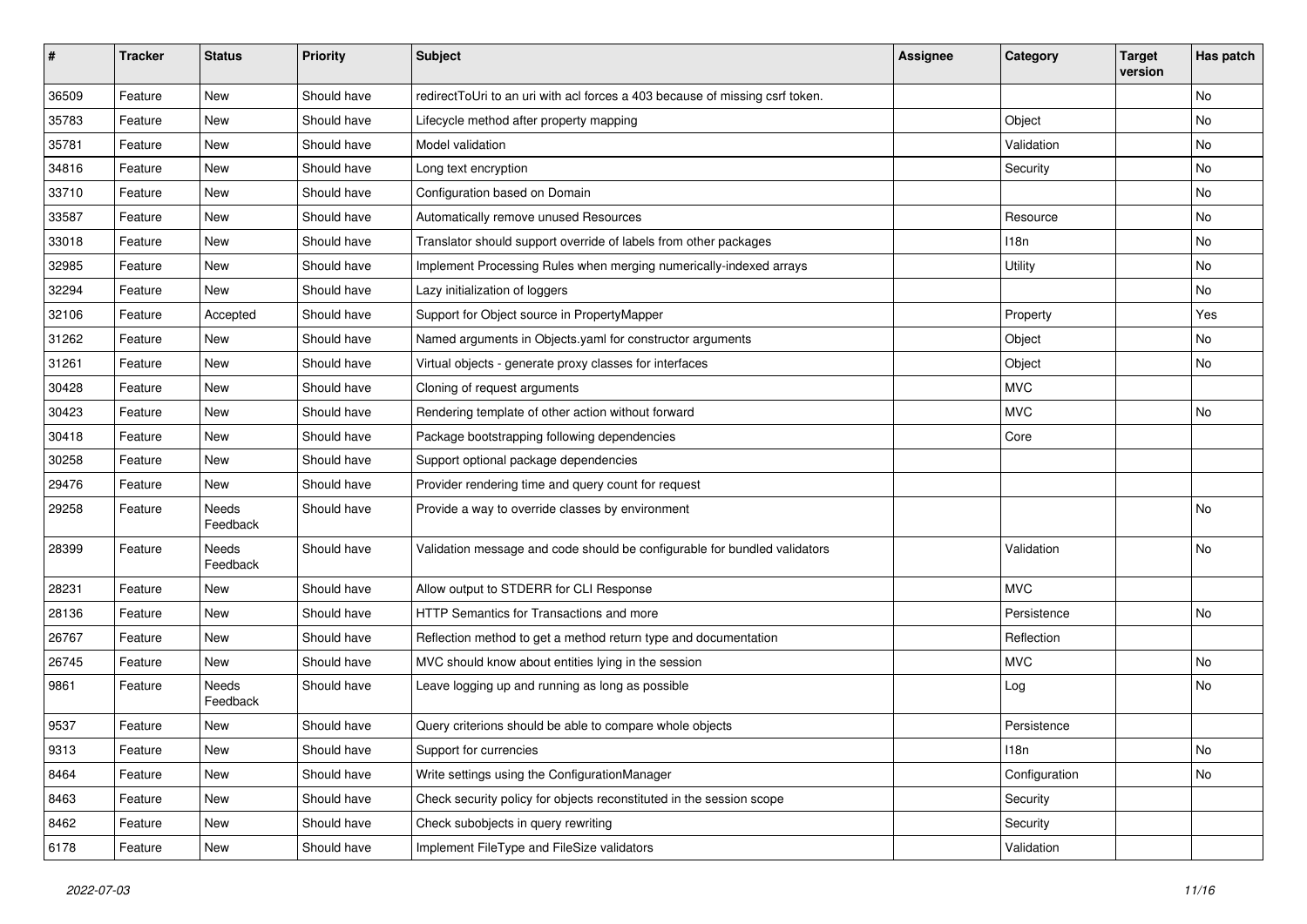| # | Tracker | Status | Priority | Subject | Assignee | Category | Target version | Has patch |
|---|---|---|---|---|---|---|---|---|
| 36509 | Feature | New | Should have | redirectToUri to an uri with acl forces a 403 because of missing csrf token. | | | | No |
| 35783 | Feature | New | Should have | Lifecycle method after property mapping | | Object | | No |
| 35781 | Feature | New | Should have | Model validation | | Validation | | No |
| 34816 | Feature | New | Should have | Long text encryption | | Security | | No |
| 33710 | Feature | New | Should have | Configuration based on Domain | | | | No |
| 33587 | Feature | New | Should have | Automatically remove unused Resources | | Resource | | No |
| 33018 | Feature | New | Should have | Translator should support override of labels from other packages | | I18n | | No |
| 32985 | Feature | New | Should have | Implement Processing Rules when merging numerically-indexed arrays | | Utility | | No |
| 32294 | Feature | New | Should have | Lazy initialization of loggers | | | | No |
| 32106 | Feature | Accepted | Should have | Support for Object source in PropertyMapper | | Property | | Yes |
| 31262 | Feature | New | Should have | Named arguments in Objects.yaml for constructor arguments | | Object | | No |
| 31261 | Feature | New | Should have | Virtual objects - generate proxy classes for interfaces | | Object | | No |
| 30428 | Feature | New | Should have | Cloning of request arguments | | MVC | | |
| 30423 | Feature | New | Should have | Rendering template of other action without forward | | MVC | | No |
| 30418 | Feature | New | Should have | Package bootstrapping following dependencies | | Core | | |
| 30258 | Feature | New | Should have | Support optional package dependencies | | | | |
| 29476 | Feature | New | Should have | Provider rendering time and query count for request | | | | |
| 29258 | Feature | Needs Feedback | Should have | Provide a way to override classes by environment | | | | No |
| 28399 | Feature | Needs Feedback | Should have | Validation message and code should be configurable for bundled validators | | Validation | | No |
| 28231 | Feature | New | Should have | Allow output to STDERR for CLI Response | | MVC | | |
| 28136 | Feature | New | Should have | HTTP Semantics for Transactions and more | | Persistence | | No |
| 26767 | Feature | New | Should have | Reflection method to get a method return type and documentation | | Reflection | | |
| 26745 | Feature | New | Should have | MVC should know about entities lying in the session | | MVC | | No |
| 9861 | Feature | Needs Feedback | Should have | Leave logging up and running as long as possible | | Log | | No |
| 9537 | Feature | New | Should have | Query criterions should be able to compare whole objects | | Persistence | | |
| 9313 | Feature | New | Should have | Support for currencies | | I18n | | No |
| 8464 | Feature | New | Should have | Write settings using the ConfigurationManager | | Configuration | | No |
| 8463 | Feature | New | Should have | Check security policy for objects reconstituted in the session scope | | Security | | |
| 8462 | Feature | New | Should have | Check subobjects in query rewriting | | Security | | |
| 6178 | Feature | New | Should have | Implement FileType and FileSize validators | | Validation | | |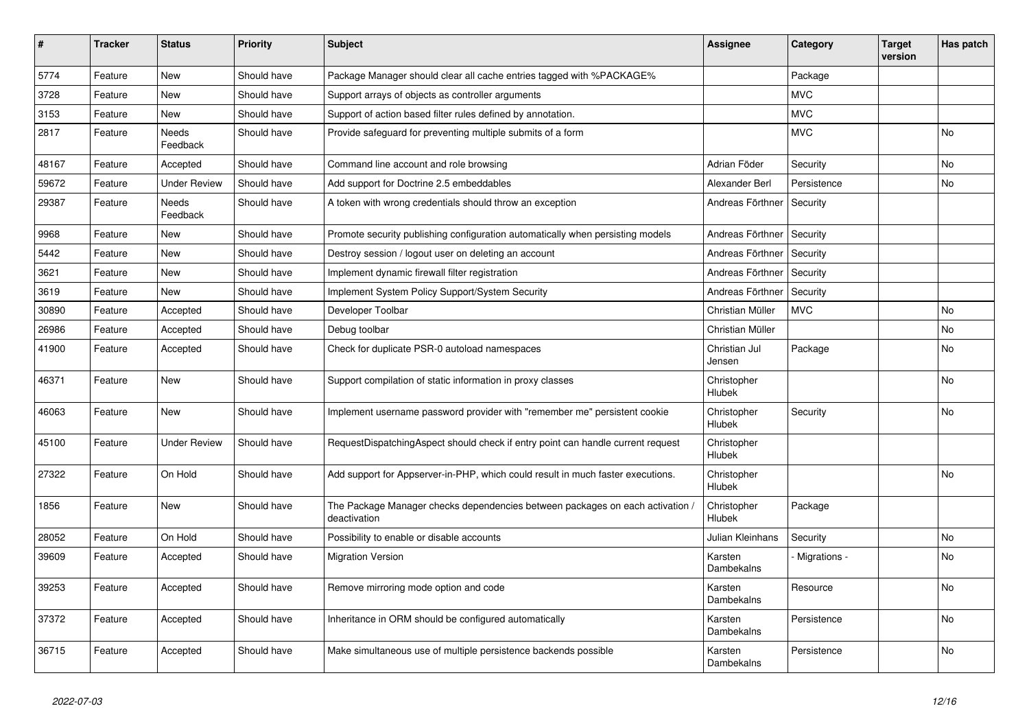| # | Tracker | Status | Priority | Subject | Assignee | Category | Target version | Has patch |
|---|---|---|---|---|---|---|---|---|
| 5774 | Feature | New | Should have | Package Manager should clear all cache entries tagged with %PACKAGE% | | Package | | |
| 3728 | Feature | New | Should have | Support arrays of objects as controller arguments | | MVC | | |
| 3153 | Feature | New | Should have | Support of action based filter rules defined by annotation. | | MVC | | |
| 2817 | Feature | Needs Feedback | Should have | Provide safeguard for preventing multiple submits of a form | | MVC | | No |
| 48167 | Feature | Accepted | Should have | Command line account and role browsing | Adrian Föder | Security | | No |
| 59672 | Feature | Under Review | Should have | Add support for Doctrine 2.5 embeddables | Alexander Berl | Persistence | | No |
| 29387 | Feature | Needs Feedback | Should have | A token with wrong credentials should throw an exception | Andreas Förthner | Security | | |
| 9968 | Feature | New | Should have | Promote security publishing configuration automatically when persisting models | Andreas Förthner | Security | | |
| 5442 | Feature | New | Should have | Destroy session / logout user on deleting an account | Andreas Förthner | Security | | |
| 3621 | Feature | New | Should have | Implement dynamic firewall filter registration | Andreas Förthner | Security | | |
| 3619 | Feature | New | Should have | Implement System Policy Support/System Security | Andreas Förthner | Security | | |
| 30890 | Feature | Accepted | Should have | Developer Toolbar | Christian Müller | MVC | | No |
| 26986 | Feature | Accepted | Should have | Debug toolbar | Christian Müller | | | No |
| 41900 | Feature | Accepted | Should have | Check for duplicate PSR-0 autoload namespaces | Christian Jul Jensen | Package | | No |
| 46371 | Feature | New | Should have | Support compilation of static information in proxy classes | Christopher Hlubek | | | No |
| 46063 | Feature | New | Should have | Implement username password provider with "remember me" persistent cookie | Christopher Hlubek | Security | | No |
| 45100 | Feature | Under Review | Should have | RequestDispatchingAspect should check if entry point can handle current request | Christopher Hlubek | | | |
| 27322 | Feature | On Hold | Should have | Add support for Appserver-in-PHP, which could result in much faster executions. | Christopher Hlubek | | | No |
| 1856 | Feature | New | Should have | The Package Manager checks dependencies between packages on each activation / deactivation | Christopher Hlubek | Package | | |
| 28052 | Feature | On Hold | Should have | Possibility to enable or disable accounts | Julian Kleinhans | Security | | No |
| 39609 | Feature | Accepted | Should have | Migration Version | Karsten Dambekalns | - Migrations - | | No |
| 39253 | Feature | Accepted | Should have | Remove mirroring mode option and code | Karsten Dambekalns | Resource | | No |
| 37372 | Feature | Accepted | Should have | Inheritance in ORM should be configured automatically | Karsten Dambekalns | Persistence | | No |
| 36715 | Feature | Accepted | Should have | Make simultaneous use of multiple persistence backends possible | Karsten Dambekalns | Persistence | | No |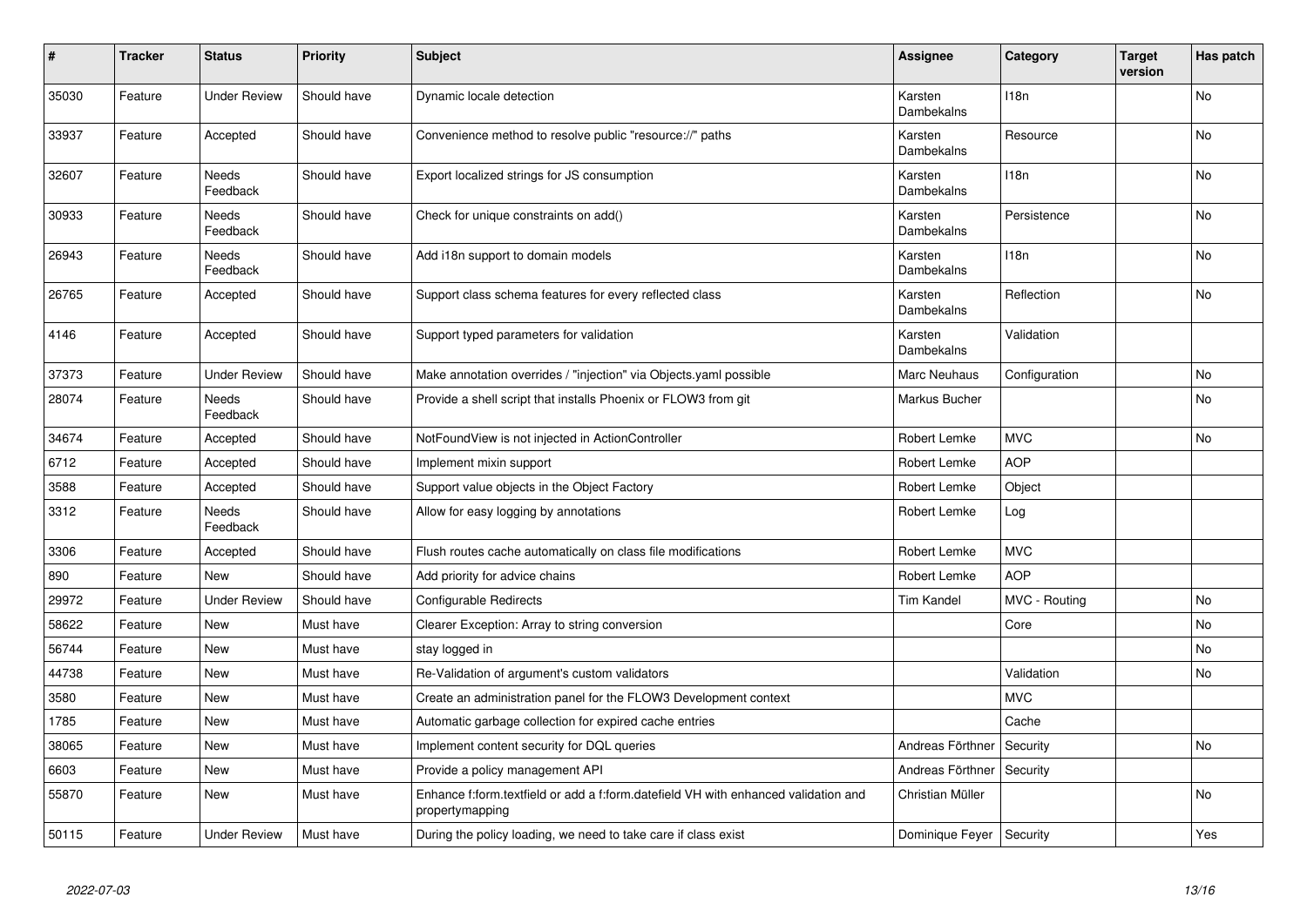| # | Tracker | Status | Priority | Subject | Assignee | Category | Target version | Has patch |
|---|---|---|---|---|---|---|---|---|
| 35030 | Feature | Under Review | Should have | Dynamic locale detection | Karsten Dambekalns | I18n | | No |
| 33937 | Feature | Accepted | Should have | Convenience method to resolve public "resource://" paths | Karsten Dambekalns | Resource | | No |
| 32607 | Feature | Needs Feedback | Should have | Export localized strings for JS consumption | Karsten Dambekalns | I18n | | No |
| 30933 | Feature | Needs Feedback | Should have | Check for unique constraints on add() | Karsten Dambekalns | Persistence | | No |
| 26943 | Feature | Needs Feedback | Should have | Add i18n support to domain models | Karsten Dambekalns | I18n | | No |
| 26765 | Feature | Accepted | Should have | Support class schema features for every reflected class | Karsten Dambekalns | Reflection | | No |
| 4146 | Feature | Accepted | Should have | Support typed parameters for validation | Karsten Dambekalns | Validation | | |
| 37373 | Feature | Under Review | Should have | Make annotation overrides / "injection" via Objects.yaml possible | Marc Neuhaus | Configuration | | No |
| 28074 | Feature | Needs Feedback | Should have | Provide a shell script that installs Phoenix or FLOW3 from git | Markus Bucher | | | No |
| 34674 | Feature | Accepted | Should have | NotFoundView is not injected in ActionController | Robert Lemke | MVC | | No |
| 6712 | Feature | Accepted | Should have | Implement mixin support | Robert Lemke | AOP | | |
| 3588 | Feature | Accepted | Should have | Support value objects in the Object Factory | Robert Lemke | Object | | |
| 3312 | Feature | Needs Feedback | Should have | Allow for easy logging by annotations | Robert Lemke | Log | | |
| 3306 | Feature | Accepted | Should have | Flush routes cache automatically on class file modifications | Robert Lemke | MVC | | |
| 890 | Feature | New | Should have | Add priority for advice chains | Robert Lemke | AOP | | |
| 29972 | Feature | Under Review | Should have | Configurable Redirects | Tim Kandel | MVC - Routing | | No |
| 58622 | Feature | New | Must have | Clearer Exception: Array to string conversion | | Core | | No |
| 56744 | Feature | New | Must have | stay logged in | | | | No |
| 44738 | Feature | New | Must have | Re-Validation of argument's custom validators | | Validation | | No |
| 3580 | Feature | New | Must have | Create an administration panel for the FLOW3 Development context | | MVC | | |
| 1785 | Feature | New | Must have | Automatic garbage collection for expired cache entries | | Cache | | |
| 38065 | Feature | New | Must have | Implement content security for DQL queries | Andreas Förthner | Security | | No |
| 6603 | Feature | New | Must have | Provide a policy management API | Andreas Förthner | Security | | |
| 55870 | Feature | New | Must have | Enhance f:form.textfield or add a f:form.datefield VH with enhanced validation and propertymapping | Christian Müller | | | No |
| 50115 | Feature | Under Review | Must have | During the policy loading, we need to take care if class exist | Dominique Feyer | Security | | Yes |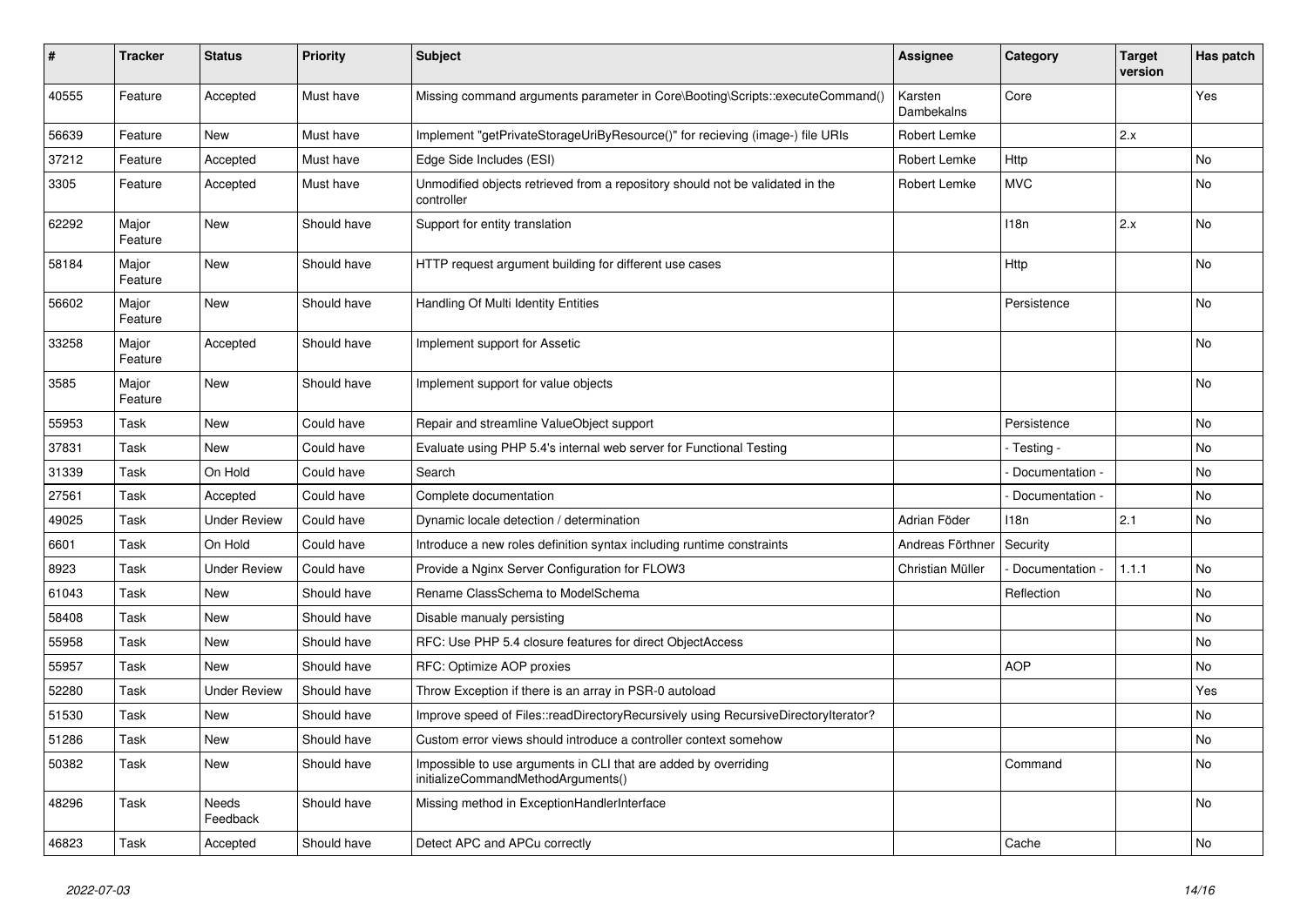| # | Tracker | Status | Priority | Subject | Assignee | Category | Target version | Has patch |
|---|---|---|---|---|---|---|---|---|
| 40555 | Feature | Accepted | Must have | Missing command arguments parameter in Core\Booting\Scripts::executeCommand() | Karsten Dambekalns | Core | | Yes |
| 56639 | Feature | New | Must have | Implement "getPrivateStorageUriByResource()" for recieving (image-) file URIs | Robert Lemke | | 2.x | |
| 37212 | Feature | Accepted | Must have | Edge Side Includes (ESI) | Robert Lemke | Http | | No |
| 3305 | Feature | Accepted | Must have | Unmodified objects retrieved from a repository should not be validated in the controller | Robert Lemke | MVC | | No |
| 62292 | Major Feature | New | Should have | Support for entity translation | | I18n | 2.x | No |
| 58184 | Major Feature | New | Should have | HTTP request argument building for different use cases | | Http | | No |
| 56602 | Major Feature | New | Should have | Handling Of Multi Identity Entities | | Persistence | | No |
| 33258 | Major Feature | Accepted | Should have | Implement support for Assetic | | | | No |
| 3585 | Major Feature | New | Should have | Implement support for value objects | | | | No |
| 55953 | Task | New | Could have | Repair and streamline ValueObject support | | Persistence | | No |
| 37831 | Task | New | Could have | Evaluate using PHP 5.4's internal web server for Functional Testing | | - Testing - | | No |
| 31339 | Task | On Hold | Could have | Search | | - Documentation - | | No |
| 27561 | Task | Accepted | Could have | Complete documentation | | - Documentation - | | No |
| 49025 | Task | Under Review | Could have | Dynamic locale detection / determination | Adrian Föder | I18n | 2.1 | No |
| 6601 | Task | On Hold | Could have | Introduce a new roles definition syntax including runtime constraints | Andreas Förthner | Security | | |
| 8923 | Task | Under Review | Could have | Provide a Nginx Server Configuration for FLOW3 | Christian Müller | - Documentation - | 1.1.1 | No |
| 61043 | Task | New | Should have | Rename ClassSchema to ModelSchema | | Reflection | | No |
| 58408 | Task | New | Should have | Disable manualy persisting | | | | No |
| 55958 | Task | New | Should have | RFC: Use PHP 5.4 closure features for direct ObjectAccess | | | | No |
| 55957 | Task | New | Should have | RFC: Optimize AOP proxies | | AOP | | No |
| 52280 | Task | Under Review | Should have | Throw Exception if there is an array in PSR-0 autoload | | | | Yes |
| 51530 | Task | New | Should have | Improve speed of Files::readDirectoryRecursively using RecursiveDirectoryIterator? | | | | No |
| 51286 | Task | New | Should have | Custom error views should introduce a controller context somehow | | | | No |
| 50382 | Task | New | Should have | Impossible to use arguments in CLI that are added by overriding initializeCommandMethodArguments() | | Command | | No |
| 48296 | Task | Needs Feedback | Should have | Missing method in ExceptionHandlerInterface | | | | No |
| 46823 | Task | Accepted | Should have | Detect APC and APCu correctly | | Cache | | No |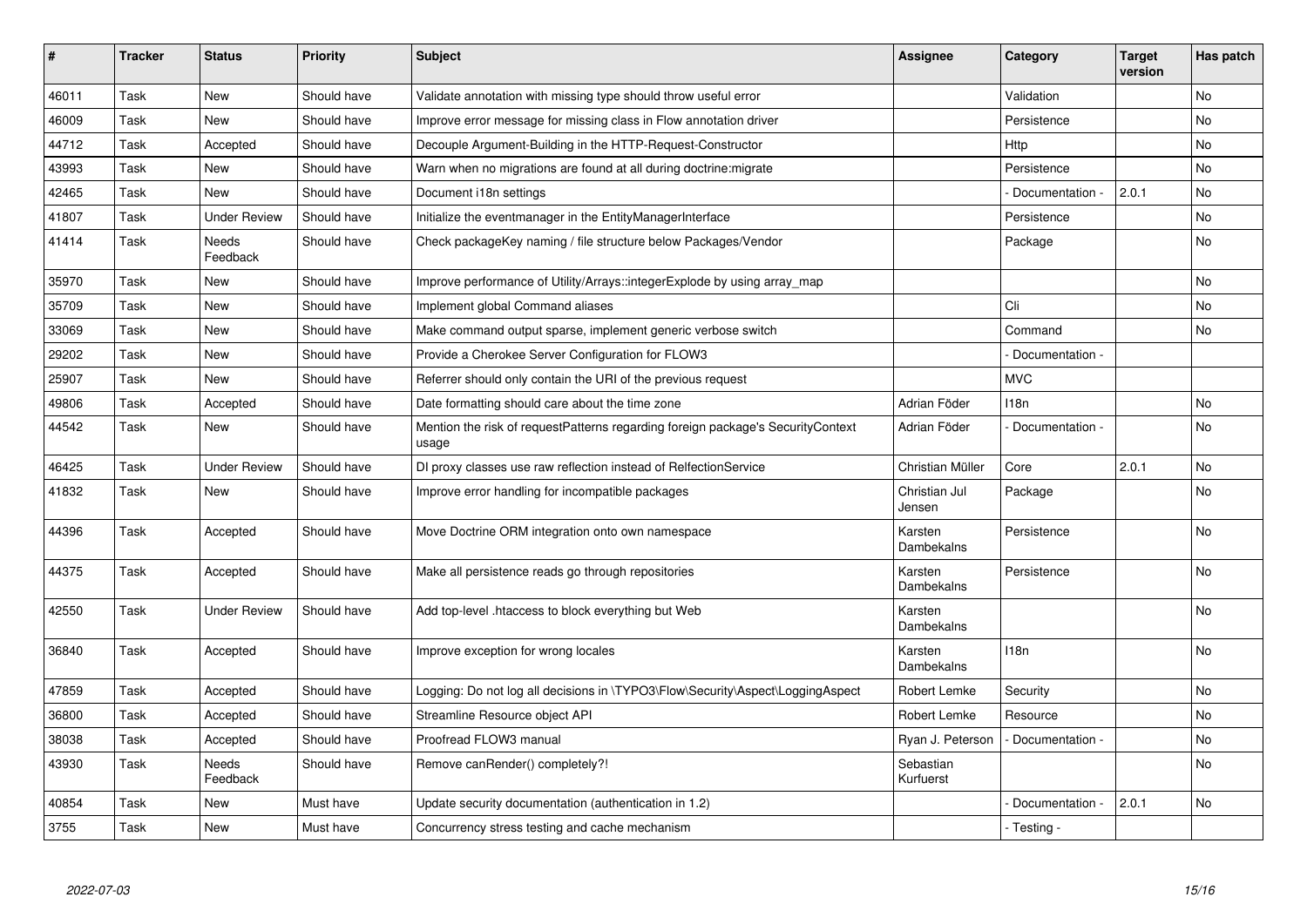| # | Tracker | Status | Priority | Subject | Assignee | Category | Target version | Has patch |
|---|---|---|---|---|---|---|---|---|
| 46011 | Task | New | Should have | Validate annotation with missing type should throw useful error | | Validation | | No |
| 46009 | Task | New | Should have | Improve error message for missing class in Flow annotation driver | | Persistence | | No |
| 44712 | Task | Accepted | Should have | Decouple Argument-Building in the HTTP-Request-Constructor | | Http | | No |
| 43993 | Task | New | Should have | Warn when no migrations are found at all during doctrine:migrate | | Persistence | | No |
| 42465 | Task | New | Should have | Document i18n settings | | - Documentation - | 2.0.1 | No |
| 41807 | Task | Under Review | Should have | Initialize the eventmanager in the EntityManagerInterface | | Persistence | | No |
| 41414 | Task | Needs Feedback | Should have | Check packageKey naming / file structure below Packages/Vendor | | Package | | No |
| 35970 | Task | New | Should have | Improve performance of Utility/Arrays::integerExplode by using array_map | | | | No |
| 35709 | Task | New | Should have | Implement global Command aliases | | Cli | | No |
| 33069 | Task | New | Should have | Make command output sparse, implement generic verbose switch | | Command | | No |
| 29202 | Task | New | Should have | Provide a Cherokee Server Configuration for FLOW3 | | - Documentation - | | |
| 25907 | Task | New | Should have | Referrer should only contain the URI of the previous request | | MVC | | |
| 49806 | Task | Accepted | Should have | Date formatting should care about the time zone | Adrian Föder | I18n | | No |
| 44542 | Task | New | Should have | Mention the risk of requestPatterns regarding foreign package's SecurityContext usage | Adrian Föder | - Documentation - | | No |
| 46425 | Task | Under Review | Should have | DI proxy classes use raw reflection instead of RelfectionService | Christian Müller | Core | 2.0.1 | No |
| 41832 | Task | New | Should have | Improve error handling for incompatible packages | Christian Jul Jensen | Package | | No |
| 44396 | Task | Accepted | Should have | Move Doctrine ORM integration onto own namespace | Karsten Dambekalns | Persistence | | No |
| 44375 | Task | Accepted | Should have | Make all persistence reads go through repositories | Karsten Dambekalns | Persistence | | No |
| 42550 | Task | Under Review | Should have | Add top-level .htaccess to block everything but Web | Karsten Dambekalns | | | No |
| 36840 | Task | Accepted | Should have | Improve exception for wrong locales | Karsten Dambekalns | I18n | | No |
| 47859 | Task | Accepted | Should have | Logging: Do not log all decisions in \TYPO3\Flow\Security\Aspect\LoggingAspect | Robert Lemke | Security | | No |
| 36800 | Task | Accepted | Should have | Streamline Resource object API | Robert Lemke | Resource | | No |
| 38038 | Task | Accepted | Should have | Proofread FLOW3 manual | Ryan J. Peterson | - Documentation - | | No |
| 43930 | Task | Needs Feedback | Should have | Remove canRender() completely?! | Sebastian Kurfuerst | | | No |
| 40854 | Task | New | Must have | Update security documentation (authentication in 1.2) | | - Documentation - | 2.0.1 | No |
| 3755 | Task | New | Must have | Concurrency stress testing and cache mechanism | | - Testing - | | |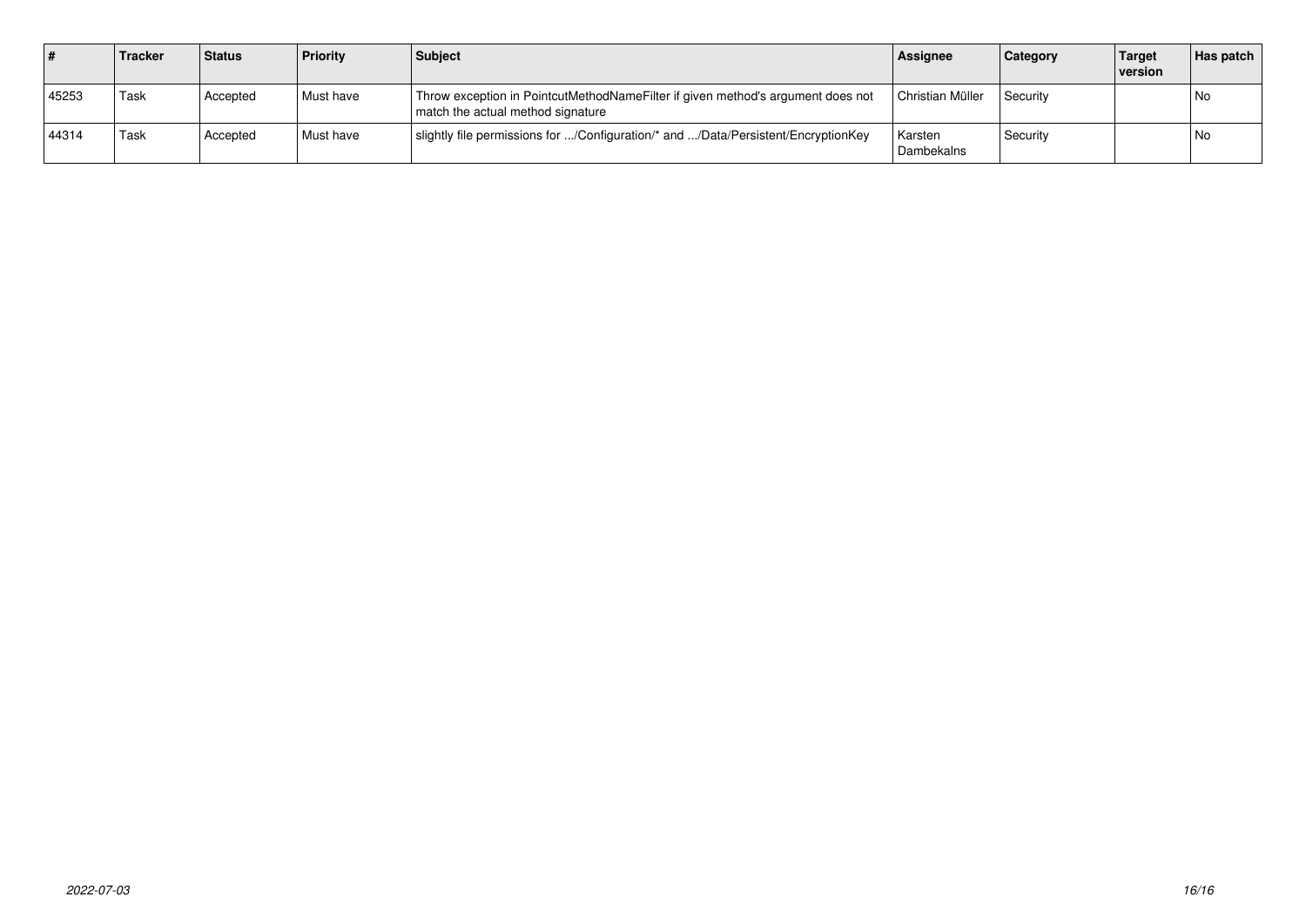| # | Tracker | Status | Priority | Subject | Assignee | Category | Target version | Has patch |
|---|---|---|---|---|---|---|---|---|
| 45253 | Task | Accepted | Must have | Throw exception in PointcutMethodNameFilter if given method's argument does not match the actual method signature | Christian Müller | Security | | No |
| 44314 | Task | Accepted | Must have | slightly file permissions for .../Configuration/* and .../Data/Persistent/EncryptionKey | Karsten Dambekalns | Security | | No |